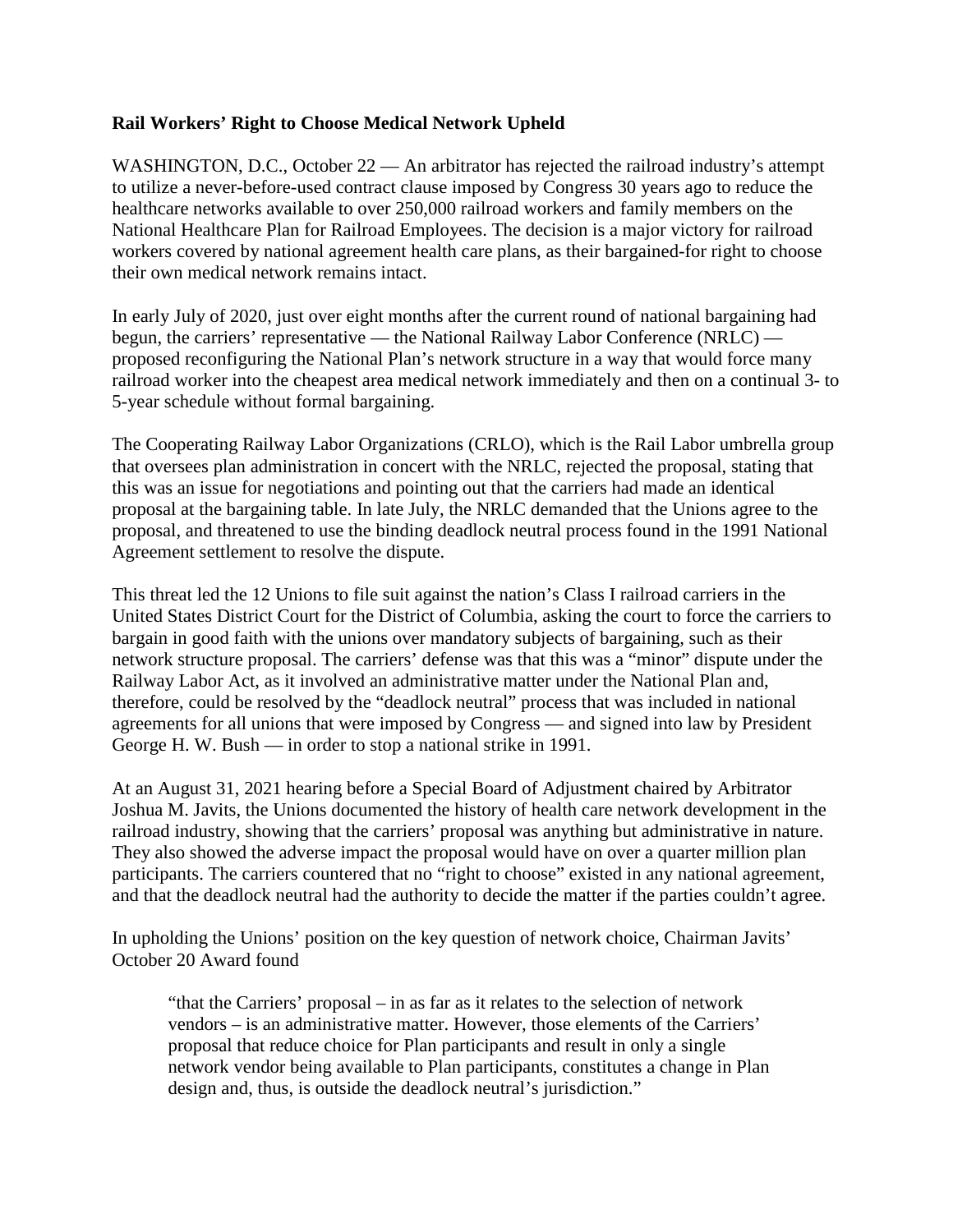**Rail Workers' Right to Choose Medical Network Upheld**

WASHINGTON, D.C., October 22 — An arbitrator has rejected the railroad industry's attempt to utilize a never-before-used contract clause imposed by Congress 30 years ago to reduce the healthcare networks available to over 250,000 railroad workers and family members on the National Healthcare Plan for Railroad Employees. The decision is a major victory for railroad workers covered by national agreement health care plans, as their bargained-for right to choose their own medical network remains intact.

In early July of 2020, just over eight months after the current round of national bargaining had begun, the carriers' representative — the National Railway Labor Conference (NRLC) — proposed reconfiguring the National Plan's network structure in a way that would force many railroad worker into the cheapest area medical network immediately and then on a continual 3- to 5-year schedule without formal bargaining.

The Cooperating Railway Labor Organizations (CRLO), which is the Rail Labor umbrella group that oversees plan administration in concert with the NRLC, rejected the proposal, stating that this was an issue for negotiations and pointing out that the carriers had made an identical proposal at the bargaining table. In late July, the NRLC demanded that the Unions agree to the proposal, and threatened to use the binding deadlock neutral process found in the 1991 National Agreement settlement to resolve the dispute.

This threat led the 12 Unions to file suit against the nation's Class I railroad carriers in the United States District Court for the District of Columbia, asking the court to force the carriers to bargain in good faith with the unions over mandatory subjects of bargaining, such as their network structure proposal. The carriers' defense was that this was a "minor" dispute under the Railway Labor Act, as it involved an administrative matter under the National Plan and, therefore, could be resolved by the "deadlock neutral" process that was included in national agreements for all unions that were imposed by Congress — and signed into law by President George H. W. Bush — in order to stop a national strike in 1991.

At an August 31, 2021 hearing before a Special Board of Adjustment chaired by Arbitrator Joshua M. Javits, the Unions documented the history of health care network development in the railroad industry, showing that the carriers' proposal was anything but administrative in nature. They also showed the adverse impact the proposal would have on over a quarter million plan participants. The carriers countered that no "right to choose" existed in any national agreement, and that the deadlock neutral had the authority to decide the matter if the parties couldn't agree.

In upholding the Unions' position on the key question of network choice, Chairman Javits' October 20 Award found

> "that the Carriers' proposal – in as far as it relates to the selection of network vendors – is an administrative matter. However, those elements of the Carriers' proposal that reduce choice for Plan participants and result in only a single network vendor being available to Plan participants, constitutes a change in Plan design and, thus, is outside the deadlock neutral's jurisdiction."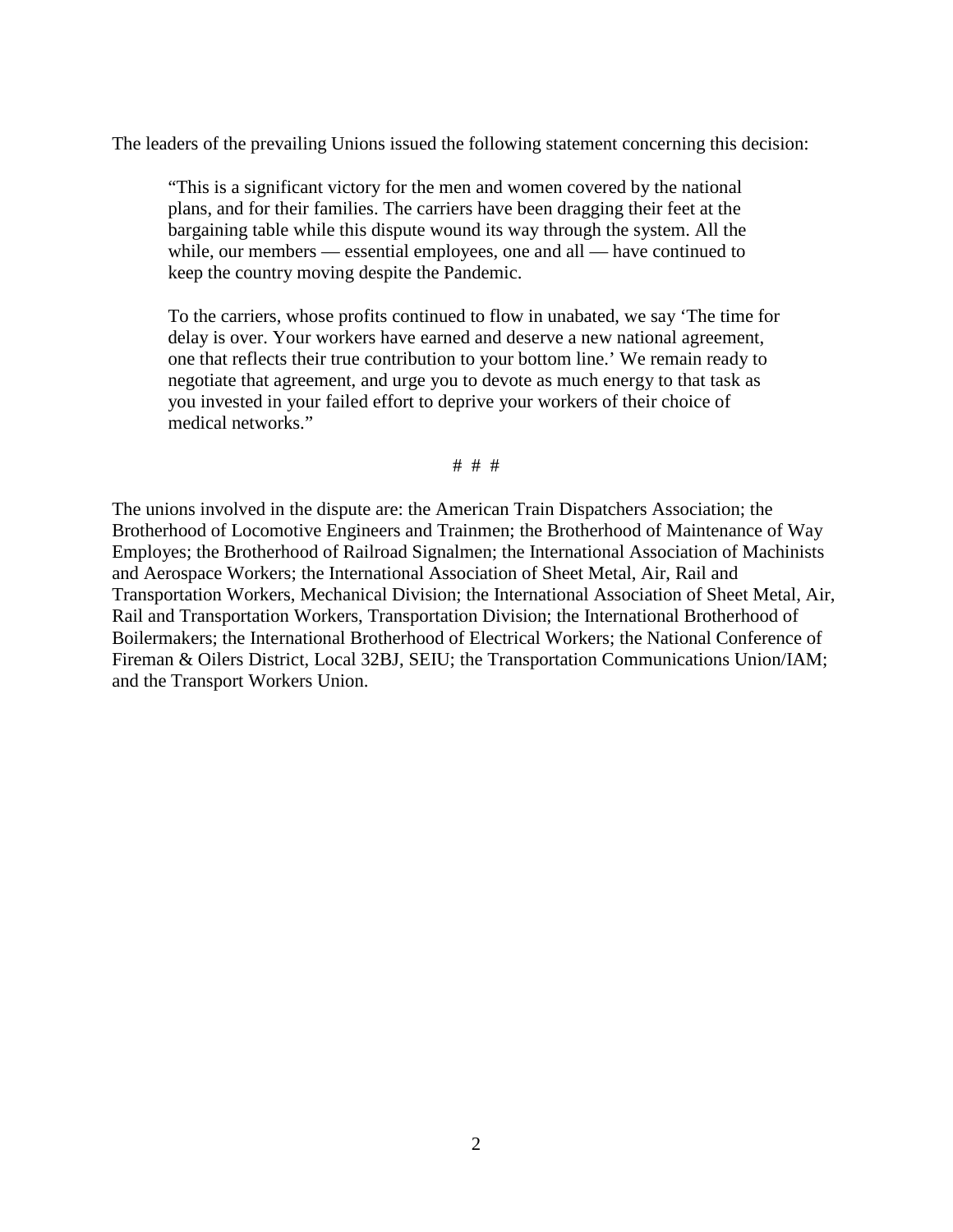The leaders of the prevailing Unions issued the following statement concerning this decision:

> "This is a significant victory for the men and women covered by the national plans, and for their families. The carriers have been dragging their feet at the bargaining table while this dispute wound its way through the system. All the while, our members — essential employees, one and all — have continued to keep the country moving despite the Pandemic.
>
> To the carriers, whose profits continued to flow in unabated, we say 'The time for delay is over. Your workers have earned and deserve a new national agreement, one that reflects their true contribution to your bottom line.' We remain ready to negotiate that agreement, and urge you to devote as much energy to that task as you invested in your failed effort to deprive your workers of their choice of medical networks."

# # #

The unions involved in the dispute are: the American Train Dispatchers Association; the Brotherhood of Locomotive Engineers and Trainmen; the Brotherhood of Maintenance of Way Employes; the Brotherhood of Railroad Signalmen; the International Association of Machinists and Aerospace Workers; the International Association of Sheet Metal, Air, Rail and Transportation Workers, Mechanical Division; the International Association of Sheet Metal, Air, Rail and Transportation Workers, Transportation Division; the International Brotherhood of Boilermakers; the International Brotherhood of Electrical Workers; the National Conference of Fireman & Oilers District, Local 32BJ, SEIU; the Transportation Communications Union/IAM; and the Transport Workers Union.